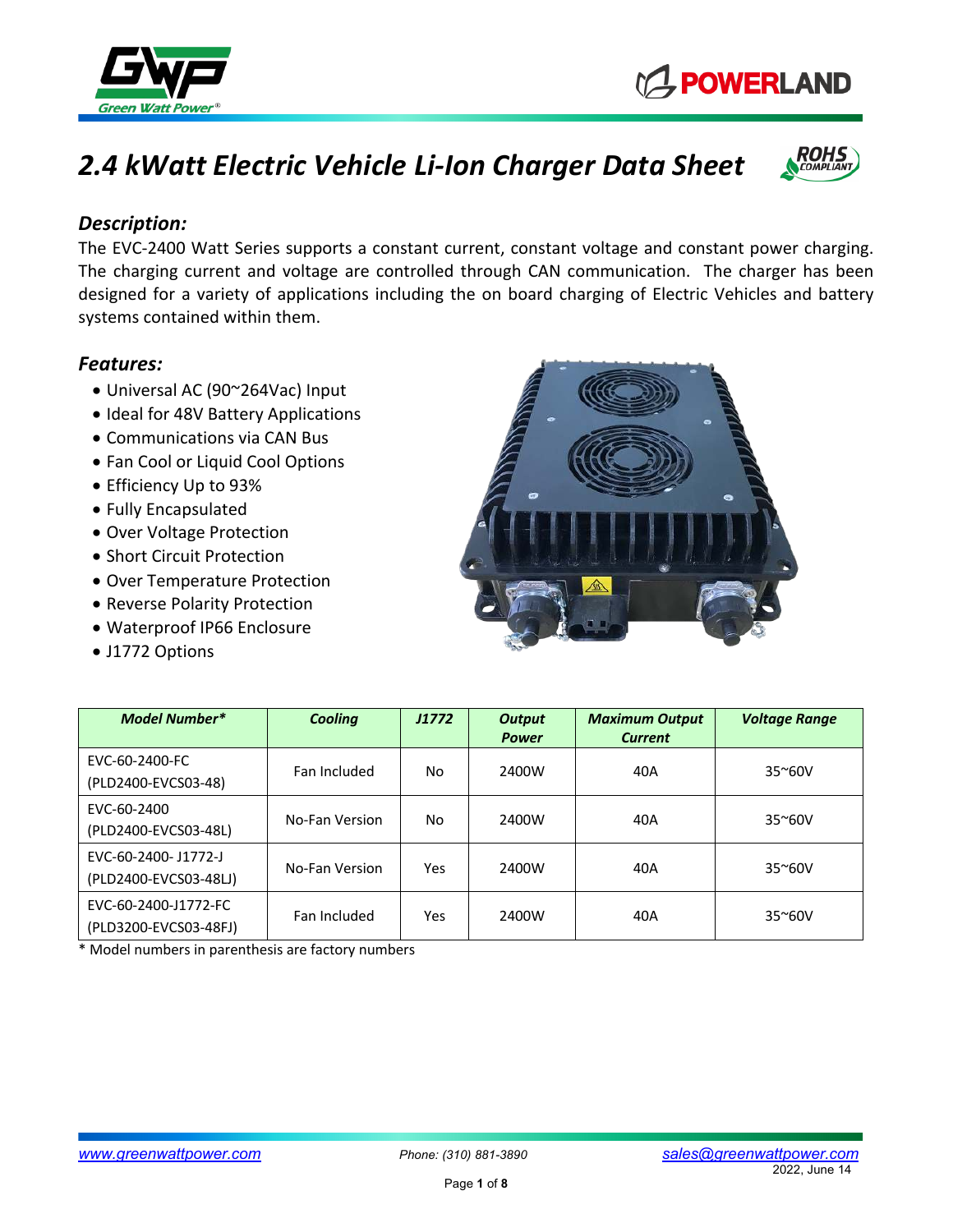# *2.4 kWatt Electric Vehicle Li-Ion Charger Data Sheet*

## *Description:*

The EVC-2400 Watt Series supports a constant current, constant voltage and constant power charging. The charging current and voltage are controlled through CAN communication. The charger has been designed for a variety of applications including the on board charging of Electric Vehicles and battery systems contained within them.

## *Features:*

- Universal AC (90~264Vac) Input
- Ideal for 48V Battery Applications
- Communications via CAN Bus
- Fan Cool or Liquid Cool Options
- Efficiency Up to 93%
- Fully Encapsulated
- Over Voltage Protection
- Short Circuit Protection
- Over Temperature Protection
- Reverse Polarity Protection
- Waterproof IP66 Enclosure
- J1772 Options

| *Model Number** | *Cooling* | *J1772* | *Output Power* | *Maximum Output Current* | *Voltage Range* |
|---|---|---|---|---|---|
| EVC-60-2400-FC (PLD2400-EVCS03-48) | Fan Included | No | 2400W | 40A | 35~60V |
| EVC-60-2400 (PLD2400-EVCS03-48L) | No-Fan Version | No | 2400W | 40A | 35~60V |
| EVC-60-2400- J1772-J (PLD2400-EVCS03-48LJ) | No-Fan Version | Yes | 2400W | 40A | 35~60V |
| EVC-60-2400-J1772-FC (PLD3200-EVCS03-48FJ) | Fan Included | Yes | 2400W | 40A | 35~60V |

\* Model numbers in parenthesis are factory numbers

www.greenwattpower.com Phone: (310) 881-3890 sales@greenwattpower.com

2022, June 14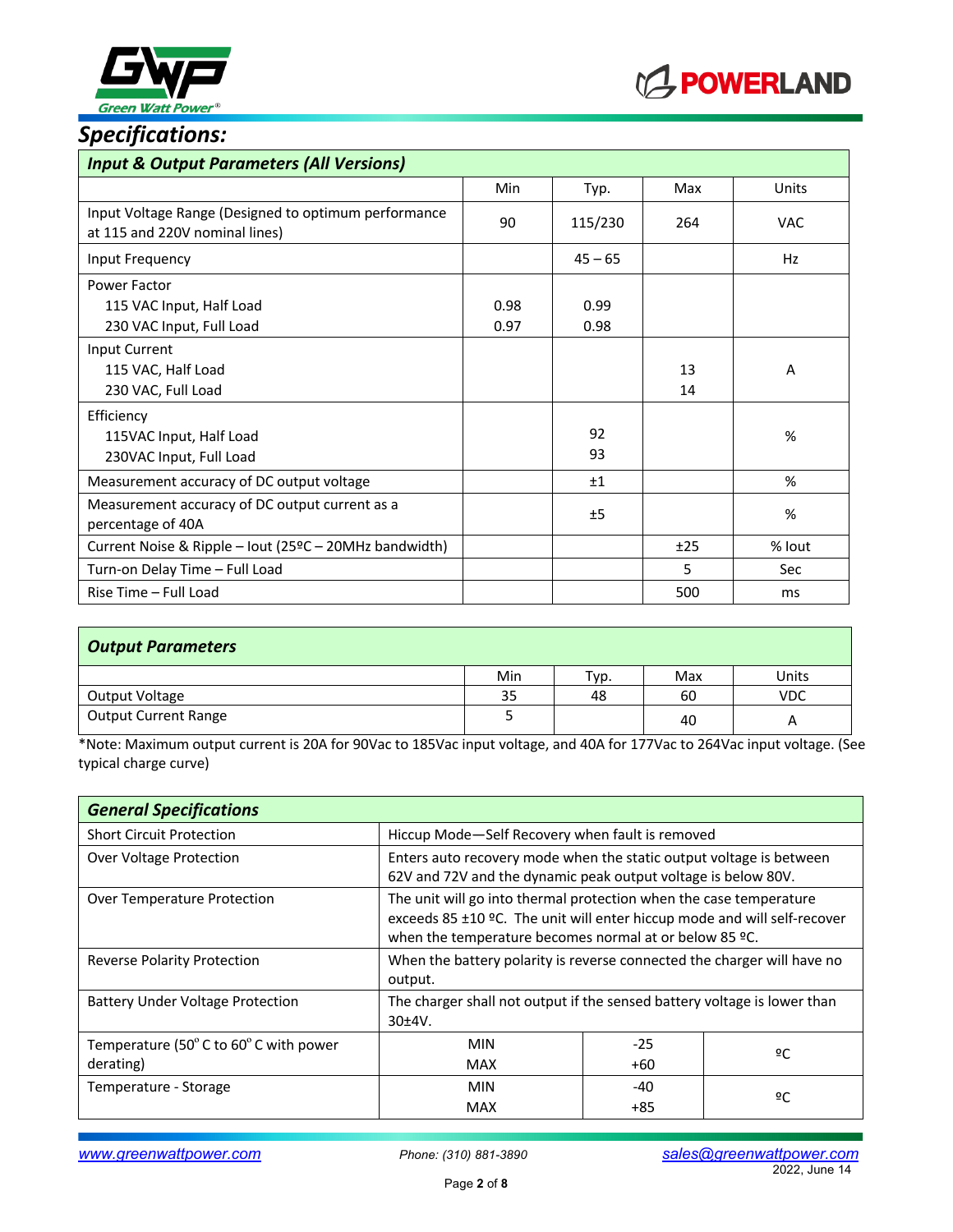## Specifications:

| *Input & Output Parameters (All Versions)* | | | | |
|---|---|---|---|---|
| | Min | Typ. | Max | Units |
| Input Voltage Range (Designed to optimum performance at 115 and 220V nominal lines) | 90 | 115/230 | 264 | VAC |
| Input Frequency | | 45 – 65 | | Hz |
| Power Factor<br>115 VAC Input, Half Load<br>230 VAC Input, Full Load | <br>0.98<br>0.97 | <br>0.99<br>0.98 | | |
| Input Current<br>115 VAC, Half Load<br>230 VAC, Full Load | | | <br>13<br>14 | A |
| Efficiency<br>115VAC Input, Half Load<br>230VAC Input, Full Load | | <br>92<br>93 | | % |
| Measurement accuracy of DC output voltage | | ±1 | | % |
| Measurement accuracy of DC output current as a percentage of 40A | | ±5 | | % |
| Current Noise & Ripple – Iout (25ºC – 20MHz bandwidth) | | | ±25 | % Iout |
| Turn-on Delay Time – Full Load | | | 5 | Sec |
| Rise Time – Full Load | | | 500 | ms |

| *Output Parameters* | | | | |
|---|---|---|---|---|
| | Min | Typ. | Max | Units |
| Output Voltage | 35 | 48 | 60 | VDC |
| Output Current Range | 5 | | 40 | A |

*Note: Maximum output current is 20A for 90Vac to 185Vac input voltage, and 40A for 177Vac to 264Vac input voltage. (See typical charge curve)

| *General Specifications* | | | |
|---|---|---|---|
| Short Circuit Protection | Hiccup Mode—Self Recovery when fault is removed | | |
| Over Voltage Protection | Enters auto recovery mode when the static output voltage is between 62V and 72V and the dynamic peak output voltage is below 80V. | | |
| Over Temperature Protection | The unit will go into thermal protection when the case temperature exceeds 85 ±10 ºC. The unit will enter hiccup mode and will self-recover when the temperature becomes normal at or below 85 ºC. | | |
| Reverse Polarity Protection | When the battery polarity is reverse connected the charger will have no output. | | |
| Battery Under Voltage Protection | The charger shall not output if the sensed battery voltage is lower than 30±4V. | | |
| Temperature (50° C to 60° C with power derating) | MIN<br>MAX | -25<br>+60 | ºC |
| Temperature - Storage | MIN<br>MAX | -40<br>+85 | ºC |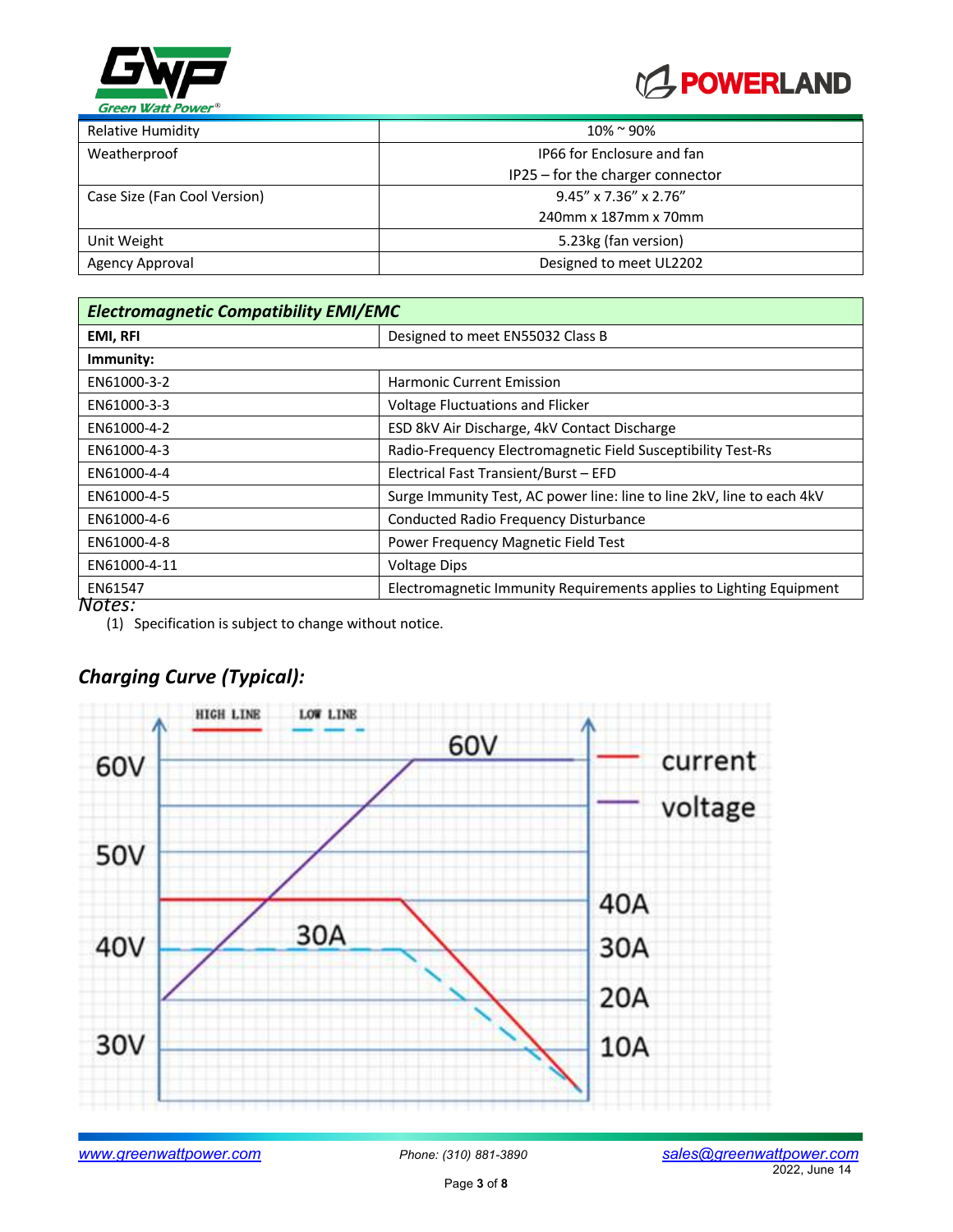| Relative Humidity | 10% ~ 90% |
|---|---|
| Weatherproof | IP66 for Enclosure and fan<br>IP25 – for the charger connector |
| Case Size (Fan Cool Version) | 9.45" x 7.36" x 2.76"<br>240mm x 187mm x 70mm |
| Unit Weight | 5.23kg (fan version) |
| Agency Approval | Designed to meet UL2202 |

| ***Electromagnetic Compatibility EMI/EMC*** | |
|---|---|
| **EMI, RFI** | Designed to meet EN55032 Class B |
| **Immunity:** | |
| EN61000-3-2 | Harmonic Current Emission |
| EN61000-3-3 | Voltage Fluctuations and Flicker |
| EN61000-4-2 | ESD 8kV Air Discharge, 4kV Contact Discharge |
| EN61000-4-3 | Radio-Frequency Electromagnetic Field Susceptibility Test-Rs |
| EN61000-4-4 | Electrical Fast Transient/Burst – EFD |
| EN61000-4-5 | Surge Immunity Test, AC power line: line to line 2kV, line to each 4kV |
| EN61000-4-6 | Conducted Radio Frequency Disturbance |
| EN61000-4-8 | Power Frequency Magnetic Field Test |
| EN61000-4-11 | Voltage Dips |
| EN61547 | Electromagnetic Immunity Requirements applies to Lighting Equipment |

*Notes:*

(1) Specification is subject to change without notice.

## *Charging Curve (Typical):*

HIGH LINE — LOW LINE

60V, 50V, 40V, 30V — 60V — 30A — 40A, 30A, 20A, 10A — current, voltage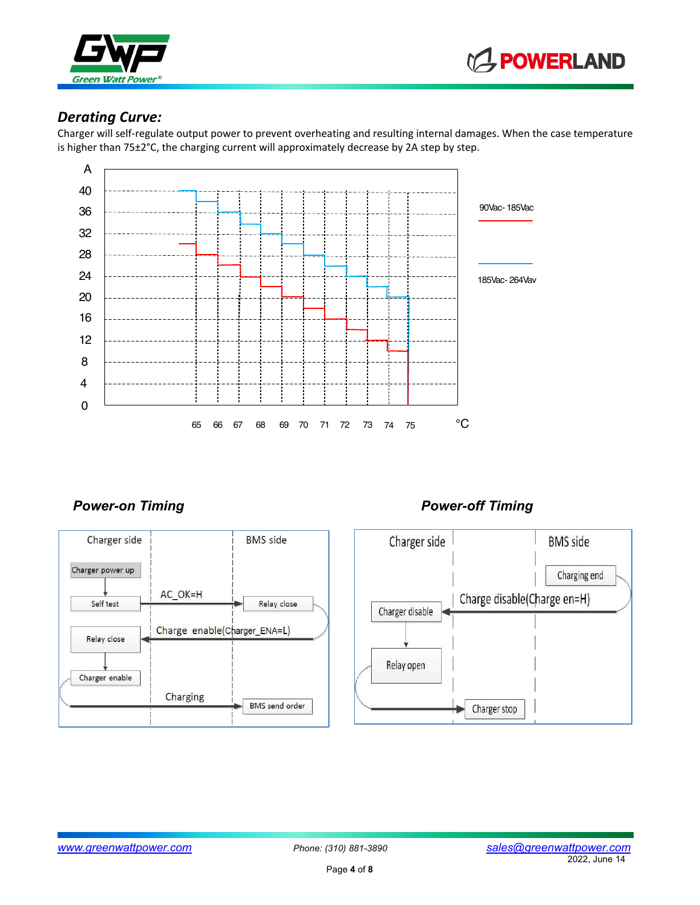## *Derating Curve:*

Charger will self-regulate output power to prevent overheating and resulting internal damages. When the case temperature is higher than 75±2°C, the charging current will approximately decrease by 2A step by step.

A

40
36
32
28
24
20
16
12
8
4
0

65 66 67 68 69 70 71 72 73 74 75 °C

90Vac- 185Vac

185Vac- 264Vav

### *Power-on Timing*

Charger side | BMS side

Charger power up

Self test — AC_OK=H → Relay close

Relay close ← Charge enable(Charger_ENA=L)

Charger enable

Charging → BMS send order

### *Power-off Timing*

Charger side | BMS side

Charging end

Charger disable ← Charge disable(Charge en=H)

Relay open

Charger stop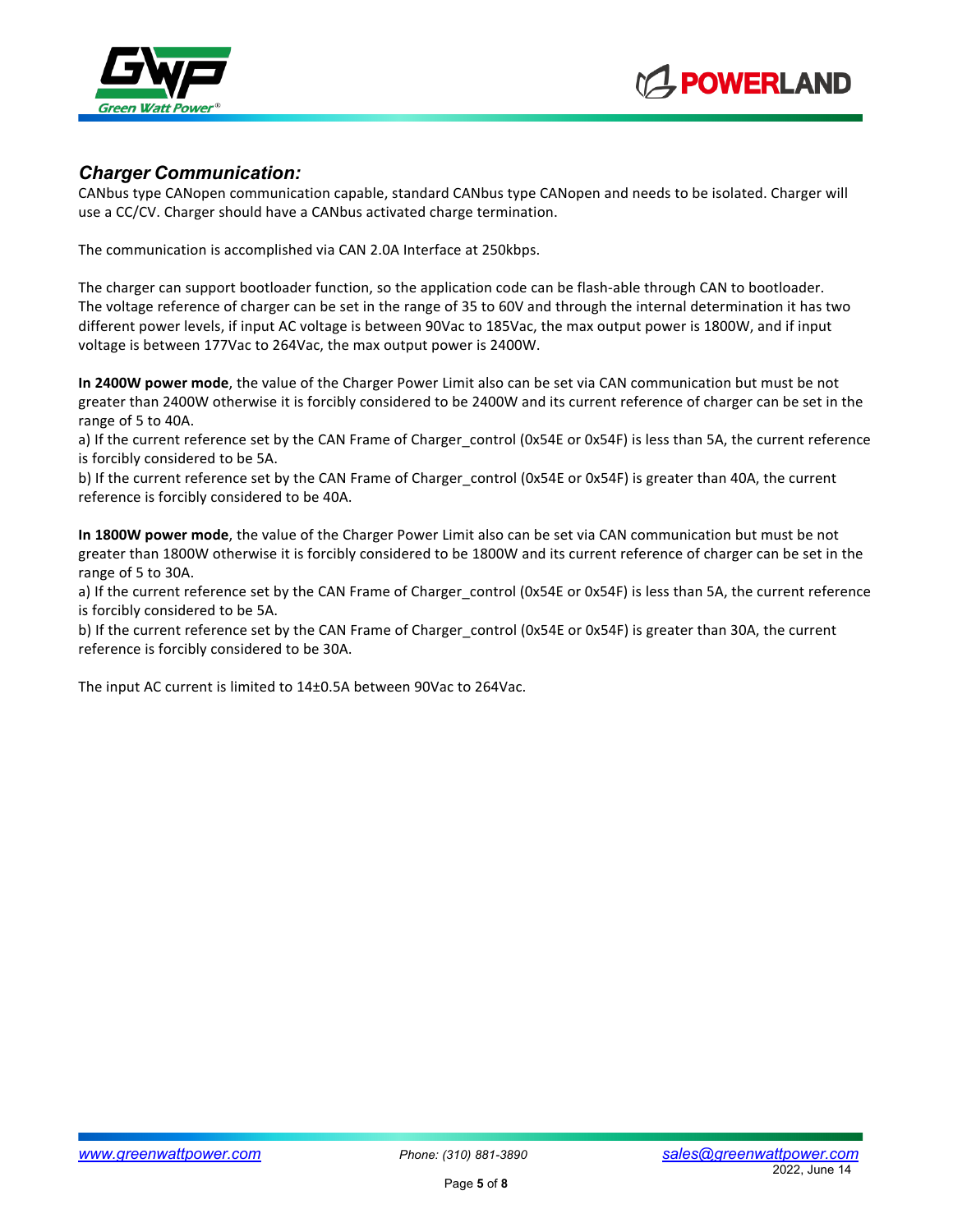## *Charger Communication:*

CANbus type CANopen communication capable, standard CANbus type CANopen and needs to be isolated. Charger will use a CC/CV. Charger should have a CANbus activated charge termination.

The communication is accomplished via CAN 2.0A Interface at 250kbps.

The charger can support bootloader function, so the application code can be flash-able through CAN to bootloader. The voltage reference of charger can be set in the range of 35 to 60V and through the internal determination it has two different power levels, if input AC voltage is between 90Vac to 185Vac, the max output power is 1800W, and if input voltage is between 177Vac to 264Vac, the max output power is 2400W.

**In 2400W power mode**, the value of the Charger Power Limit also can be set via CAN communication but must be not greater than 2400W otherwise it is forcibly considered to be 2400W and its current reference of charger can be set in the range of 5 to 40A.

a) If the current reference set by the CAN Frame of Charger_control (0x54E or 0x54F) is less than 5A, the current reference is forcibly considered to be 5A.

b) If the current reference set by the CAN Frame of Charger_control (0x54E or 0x54F) is greater than 40A, the current reference is forcibly considered to be 40A.

**In 1800W power mode**, the value of the Charger Power Limit also can be set via CAN communication but must be not greater than 1800W otherwise it is forcibly considered to be 1800W and its current reference of charger can be set in the range of 5 to 30A.

a) If the current reference set by the CAN Frame of Charger_control (0x54E or 0x54F) is less than 5A, the current reference is forcibly considered to be 5A.

b) If the current reference set by the CAN Frame of Charger_control (0x54E or 0x54F) is greater than 30A, the current reference is forcibly considered to be 30A.

The input AC current is limited to 14±0.5A between 90Vac to 264Vac.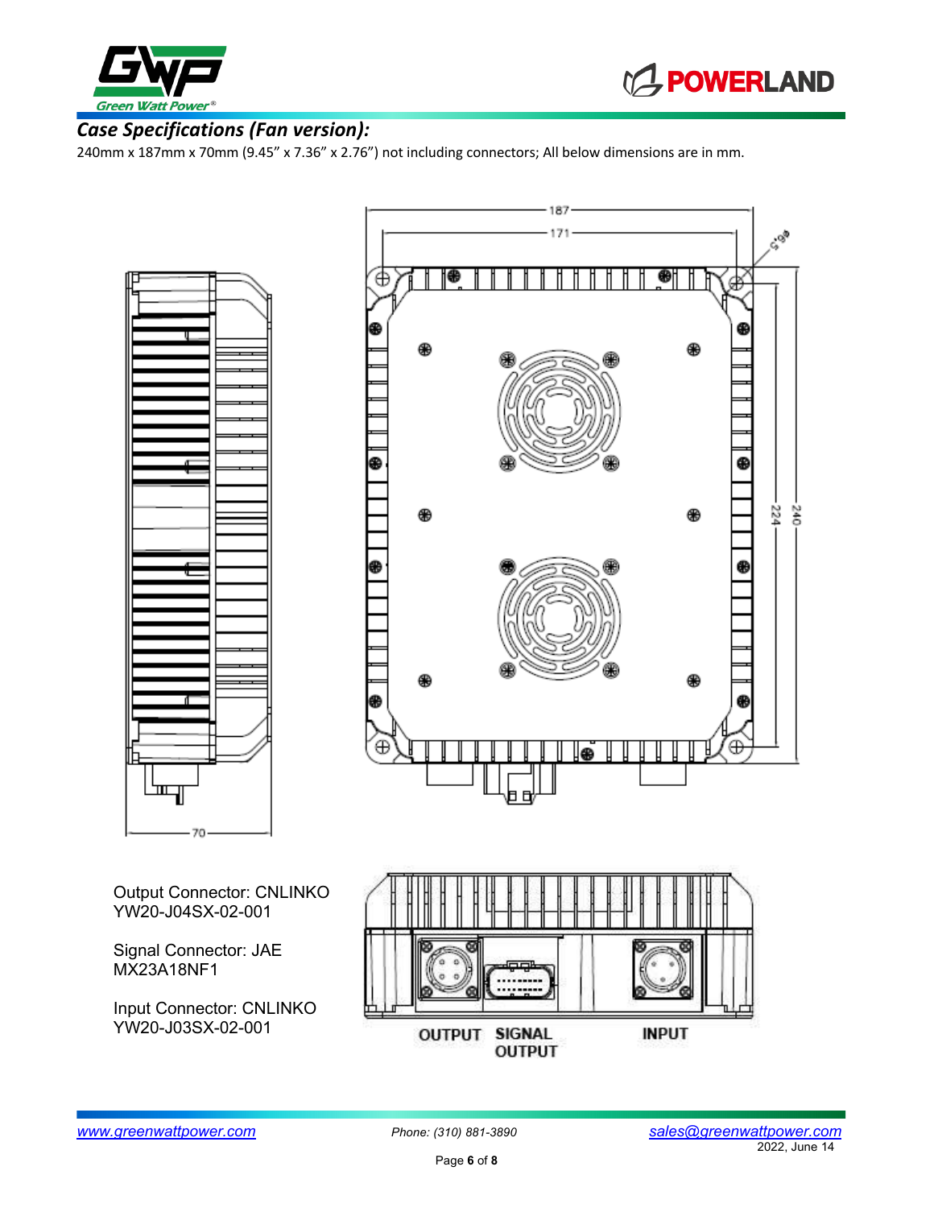## *Case Specifications (Fan version):*

240mm x 187mm x 70mm (9.45" x 7.36" x 2.76") not including connectors; All below dimensions are in mm.

Output Connector: CNLINKO YW20-J04SX-02-001

Signal Connector: JAE MX23A18NF1

Input Connector: CNLINKO YW20-J03SX-02-001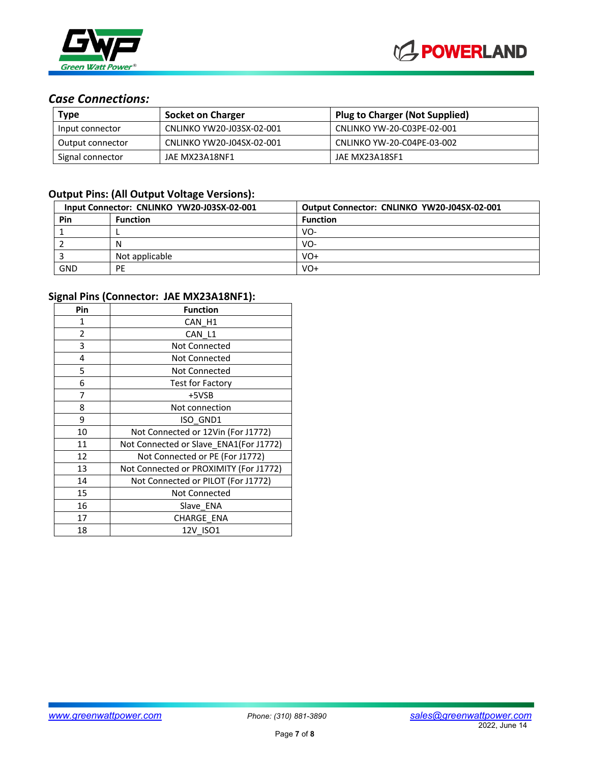### *Case Connections:*

| Type | Socket on Charger | Plug to Charger (Not Supplied) |
|---|---|---|
| Input connector | CNLINKO YW20-J03SX-02-001 | CNLINKO YW-20-C03PE-02-001 |
| Output connector | CNLINKO YW20-J04SX-02-001 | CNLINKO YW-20-C04PE-03-002 |
| Signal connector | JAE MX23A18NF1 | JAE MX23A18SF1 |

### Output Pins: (All Output Voltage Versions):

| Input Connector: CNLINKO YW20-J03SX-02-001 | | Output Connector: CNLINKO YW20-J04SX-02-001 |
|---|---|---|
| **Pin** | **Function** | **Function** |
| 1 | L | VO- |
| 2 | N | VO- |
| 3 | Not applicable | VO+ |
| GND | PE | VO+ |

### Signal Pins (Connector: JAE MX23A18NF1):

| Pin | Function |
|---|---|
| 1 | CAN_H1 |
| 2 | CAN_L1 |
| 3 | Not Connected |
| 4 | Not Connected |
| 5 | Not Connected |
| 6 | Test for Factory |
| 7 | +5VSB |
| 8 | Not connection |
| 9 | ISO_GND1 |
| 10 | Not Connected or 12Vin (For J1772) |
| 11 | Not Connected or Slave_ENA1(For J1772) |
| 12 | Not Connected or PE (For J1772) |
| 13 | Not Connected or PROXIMITY (For J1772) |
| 14 | Not Connected or PILOT (For J1772) |
| 15 | Not Connected |
| 16 | Slave_ENA |
| 17 | CHARGE_ENA |
| 18 | 12V_ISO1 |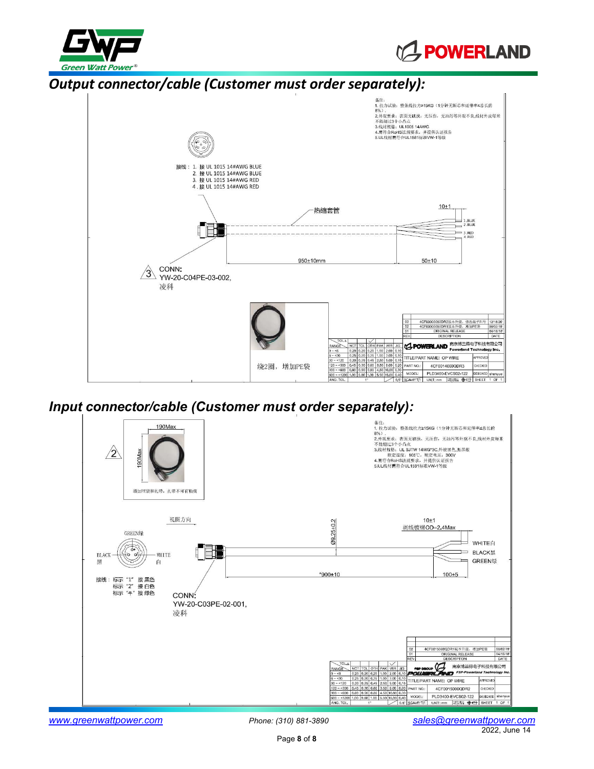## Output connector/cable (Customer must order separately):

备注:
1. 拉力试验: 整条线拉力≥15KG（1分钟无断芯和延伸率≤总长的8%）.
2.外观要求: 表面无破损, 无压伤, 无油污等外观不良,线材外皮每米不能超过3个小凸点
3.线材规格: UL1005 14AWG
4.需符合RoHS法规要求, 并提供认证报告
5.UL线材需符合UL1581标准VW-1等级

接线: 1. 接 UL 1015 14#AWG BLUE
2. 接 UL 1015 14#AWG BLUE
3. 接 UL 1015 14#AWG RED
4. 接 UL 1015 14#AWG RED

热缩套管

10±1

1.BLUE
2.BLUE
3.RED
4.RED

950±10mm

50±10

3 CONN:
YW-20-C04PE-03-002,
凌科

绕2圈, 增加PE袋

| REV. | DESCRIPTION | DATE |
|---|---|---|
| 03 | 4CF00000050DR2版本升级, 修改端子料号 | 12/18/20 |
| 02 | 4CF00000050DR1版本升级, 增加PE袋 | 08/02/19 |
| 01 | ORIGINAL RELEASE | 04/18/18 |

POWERLAND 南京博兰得电子科技有限公司 Powerland Technology Inc.

TITLE/PART NAME: OP WIRE

PART NO.: 4CF00140000DR3

MODEL: PLD3400-EVCS02-122

DESIGNED: shenyue

SCALE: N/A UNIT: mm SHEET 1 OF 1

## Input connector/cable (Customer must order separately):

备注:
1. 拉力试验: 整条线拉力≥15KG（1分钟无断芯和延伸率≤总长的8%）.
2.外观要求: 表面无破损, 无压伤, 无油污等外观不良,线材外皮每米不能超过3个小凸点
3.线材规格: UL SJTW 14WG*3C,外被黑色,无屏蔽
额定温度: 105℃, 额定电压: 300V
4.需符合RoHS法规要求, 并提供认证报告
5.UL线材需符合UL1581标准VW-1等级

2

190Max

190Max

增加PE袋和扎带, 扎带不可有勒痕

视图方向

GREEN绿

BLACK 黑

WHITE 白

接线: 标示 "1" 接黑色
标示 "2" 接白色
标示 "⏚" 接绿色

Ø9.25±0.2

10±1
剥线镀锡OD=2.4Max

WHITE白
BLACK黑
GREEN绿

*900±10

100±5

CONN:
YW-20-C03PE-02-001,
凌科

| REV. | DESCRIPTION | DATE |
|---|---|---|
| 02 | 4CF00150000QDR1版本升级, 增加PE袋 | 08/02/19 |
| 01 | ORIGINAL RELEASE | 04/15/18 |

FSP GROUP POWERLAND 南京博兰得电子科技有限公司 FSP-Powerland Technology Inc.

TITLE/PART NAME: OP WIRE

PART NO.: 4CF00150000QDR2

MODEL: PLD3400-EVCS02-122

DESIGNED: shenyue

SCALE: N/A UNIT: mm SHEET 1 OF 1

www.greenwattpower.com Phone: (310) 881-3890 sales@greenwattpower.com

2022, June 14